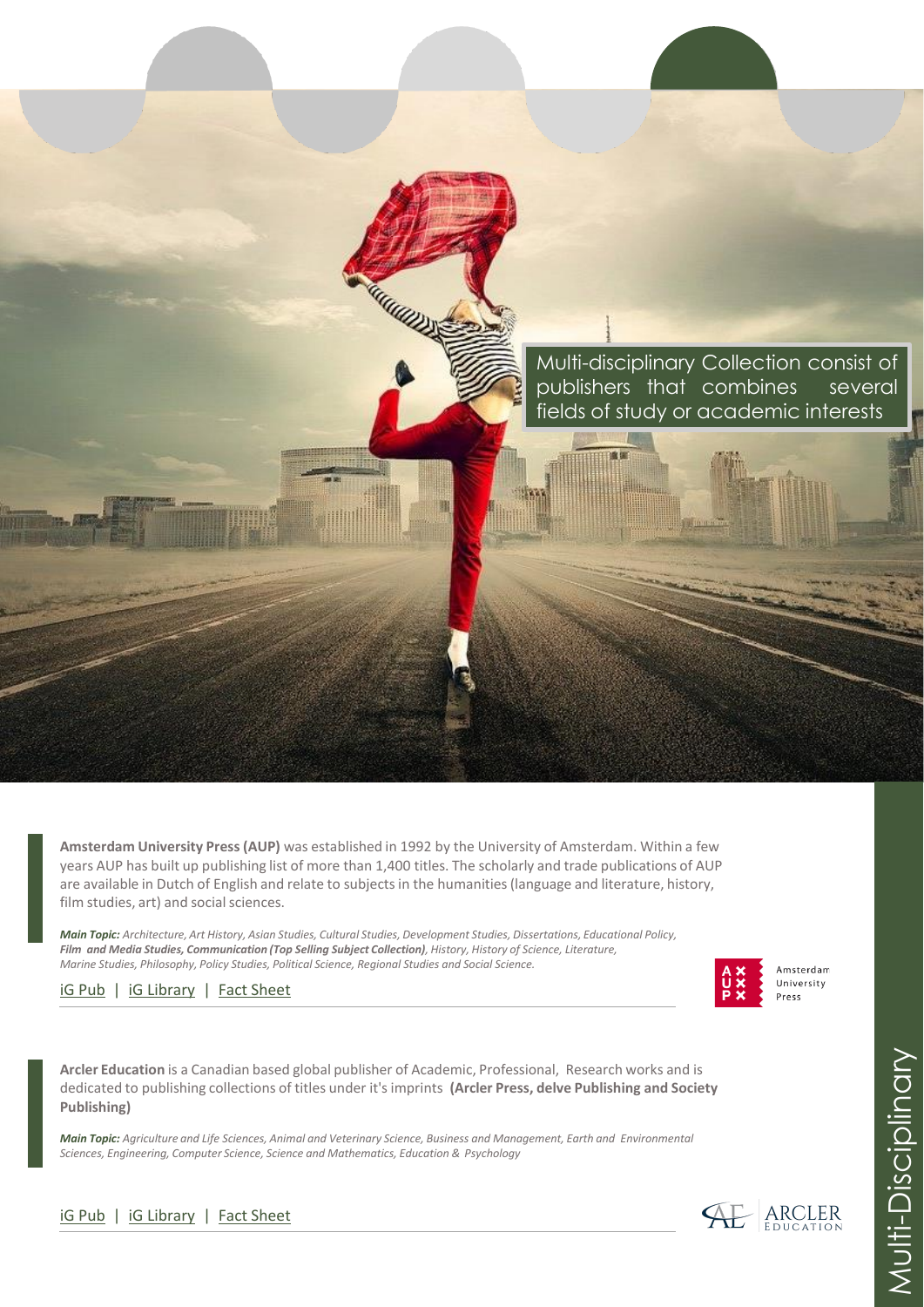Multi-disciplinary Collection consist of publishers that combines several fields of study or academic interests

**Amsterdam University Press (AUP)** was established in 1992 by the University of Amsterdam. Within a few years AUP has built up publishing list of more than 1,400 titles. The scholarly and trade publications of AUP are available in Dutch of English and relate to subjects in the humanities (language and literature, history, film studies, art) and social sciences.

***Main Topic:*** *Architecture, Art History, Asian Studies, Cultural Studies, Development Studies, Dissertations, Educational Policy,* ***Film and Media Studies, Communication (Top Selling Subject Collection)****, History, History of Science, Literature, Marine Studies, Philosophy, Policy Studies, Political Science, Regional Studies and Social Science.*

iG Pub | iG Library | Fact Sheet

Amsterdam University Press

**Arcler Education** is a Canadian based global publisher of Academic, Professional, Research works and is dedicated to publishing collections of titles under it's imprints **(Arcler Press, delve Publishing and Society Publishing)**

***Main Topic:*** *Agriculture and Life Sciences, Animal and Veterinary Science, Business and Management, Earth and Environmental Sciences, Engineering, Computer Science, Science and Mathematics, Education & Psychology*

iG Pub | iG Library | Fact Sheet

ARCLER EDUCATION

Multi-Disciplinary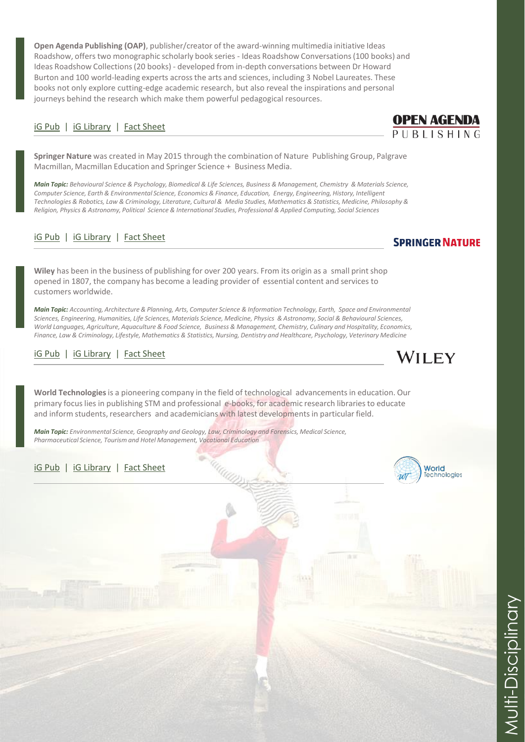**Open Agenda Publishing (OAP)**, publisher/creator of the award-winning multimedia initiative Ideas Roadshow, offers two monographic scholarly book series - Ideas Roadshow Conversations (100 books) and Ideas Roadshow Collections (20 books) - developed from in-depth conversations between Dr Howard Burton and 100 world-leading experts across the arts and sciences, including 3 Nobel Laureates. These books not only explore cutting-edge academic research, but also reveal the inspirations and personal journeys behind the research which make them powerful pedagogical resources.

iG Pub | iG Library | Fact Sheet

OPEN AGENDA PUBLISHING

---

**Springer Nature** was created in May 2015 through the combination of Nature Publishing Group, Palgrave Macmillan, Macmillan Education and Springer Science + Business Media.

***Main Topic:*** *Behavioural Science & Psychology, Biomedical & Life Sciences, Business & Management, Chemistry & Materials Science, Computer Science, Earth & Environmental Science, Economics & Finance, Education, Energy, Engineering, History, Intelligent Technologies & Robotics, Law & Criminology, Literature, Cultural & Media Studies, Mathematics & Statistics, Medicine, Philosophy & Religion, Physics & Astronomy, Political Science & International Studies, Professional & Applied Computing, Social Sciences*

iG Pub | iG Library | Fact Sheet

SPRINGER NATURE

---

**Wiley** has been in the business of publishing for over 200 years. From its origin as a small print shop opened in 1807, the company has become a leading provider of essential content and services to customers worldwide.

***Main Topic:*** *Accounting, Architecture & Planning, Arts, Computer Science & Information Technology, Earth, Space and Environmental Sciences, Engineering, Humanities, Life Sciences, Materials Science, Medicine, Physics & Astronomy, Social & Behavioural Sciences, World Languages, Agriculture, Aquaculture & Food Science, Business & Management, Chemistry, Culinary and Hospitality, Economics, Finance, Law & Criminology, Lifestyle, Mathematics & Statistics, Nursing, Dentistry and Healthcare, Psychology, Veterinary Medicine*

iG Pub | iG Library | Fact Sheet

WILEY

---

**World Technologies** is a pioneering company in the field of technological advancements in education. Our primary focus lies in publishing STM and professional e-books, for academic research libraries to educate and inform students, researchers and academicians with latest developments in particular field.

***Main Topic:*** *Environmental Science, Geography and Geology, Law, Criminology and Forensics, Medical Science, Pharmaceutical Science, Tourism and Hotel Management, Vocational Education*

iG Pub | iG Library | Fact Sheet

World Technologies

Multi-Disciplinary